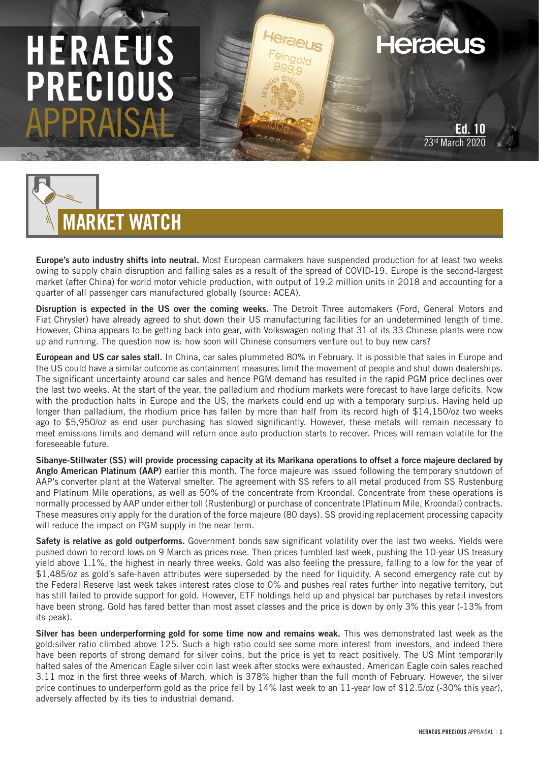# HERAEUS PRECIOUS APPRAISAL

**Ed. 10**
23rd March 2020

## MARKET WATCH

**Europe's auto industry shifts into neutral.** Most European carmakers have suspended production for at least two weeks owing to supply chain disruption and falling sales as a result of the spread of COVID-19. Europe is the second-largest market (after China) for world motor vehicle production, with output of 19.2 million units in 2018 and accounting for a quarter of all passenger cars manufactured globally (source: ACEA).

**Disruption is expected in the US over the coming weeks.** The Detroit Three automakers (Ford, General Motors and Fiat Chrysler) have already agreed to shut down their US manufacturing facilities for an undetermined length of time. However, China appears to be getting back into gear, with Volkswagen noting that 31 of its 33 Chinese plants were now up and running. The question now is: how soon will Chinese consumers venture out to buy new cars?

**European and US car sales stall.** In China, car sales plummeted 80% in February. It is possible that sales in Europe and the US could have a similar outcome as containment measures limit the movement of people and shut down dealerships. The significant uncertainty around car sales and hence PGM demand has resulted in the rapid PGM price declines over the last two weeks. At the start of the year, the palladium and rhodium markets were forecast to have large deficits. Now with the production halts in Europe and the US, the markets could end up with a temporary surplus. Having held up longer than palladium, the rhodium price has fallen by more than half from its record high of $14,150/oz two weeks ago to $5,950/oz as end user purchasing has slowed significantly. However, these metals will remain necessary to meet emissions limits and demand will return once auto production starts to recover. Prices will remain volatile for the foreseeable future.

**Sibanye-Stillwater (SS) will provide processing capacity at its Marikana operations to offset a force majeure declared by Anglo American Platinum (AAP)** earlier this month. The force majeure was issued following the temporary shutdown of AAP's converter plant at the Waterval smelter. The agreement with SS refers to all metal produced from SS Rustenburg and Platinum Mile operations, as well as 50% of the concentrate from Kroondal. Concentrate from these operations is normally processed by AAP under either toll (Rustenburg) or purchase of concentrate (Platinum Mile, Kroondal) contracts. These measures only apply for the duration of the force majeure (80 days). SS providing replacement processing capacity will reduce the impact on PGM supply in the near term.

**Safety is relative as gold outperforms.** Government bonds saw significant volatility over the last two weeks. Yields were pushed down to record lows on 9 March as prices rose. Then prices tumbled last week, pushing the 10-year US treasury yield above 1.1%, the highest in nearly three weeks. Gold was also feeling the pressure, falling to a low for the year of $1,485/oz as gold's safe-haven attributes were superseded by the need for liquidity. A second emergency rate cut by the Federal Reserve last week takes interest rates close to 0% and pushes real rates further into negative territory, but has still failed to provide support for gold. However, ETF holdings held up and physical bar purchases by retail investors have been strong. Gold has fared better than most asset classes and the price is down by only 3% this year (-13% from its peak).

**Silver has been underperforming gold for some time now and remains weak.** This was demonstrated last week as the gold:silver ratio climbed above 125. Such a high ratio could see some more interest from investors, and indeed there have been reports of strong demand for silver coins, but the price is yet to react positively. The US Mint temporarily halted sales of the American Eagle silver coin last week after stocks were exhausted. American Eagle coin sales reached 3.11 moz in the first three weeks of March, which is 378% higher than the full month of February. However, the silver price continues to underperform gold as the price fell by 14% last week to an 11-year low of $12.5/oz (-30% this year), adversely affected by its ties to industrial demand.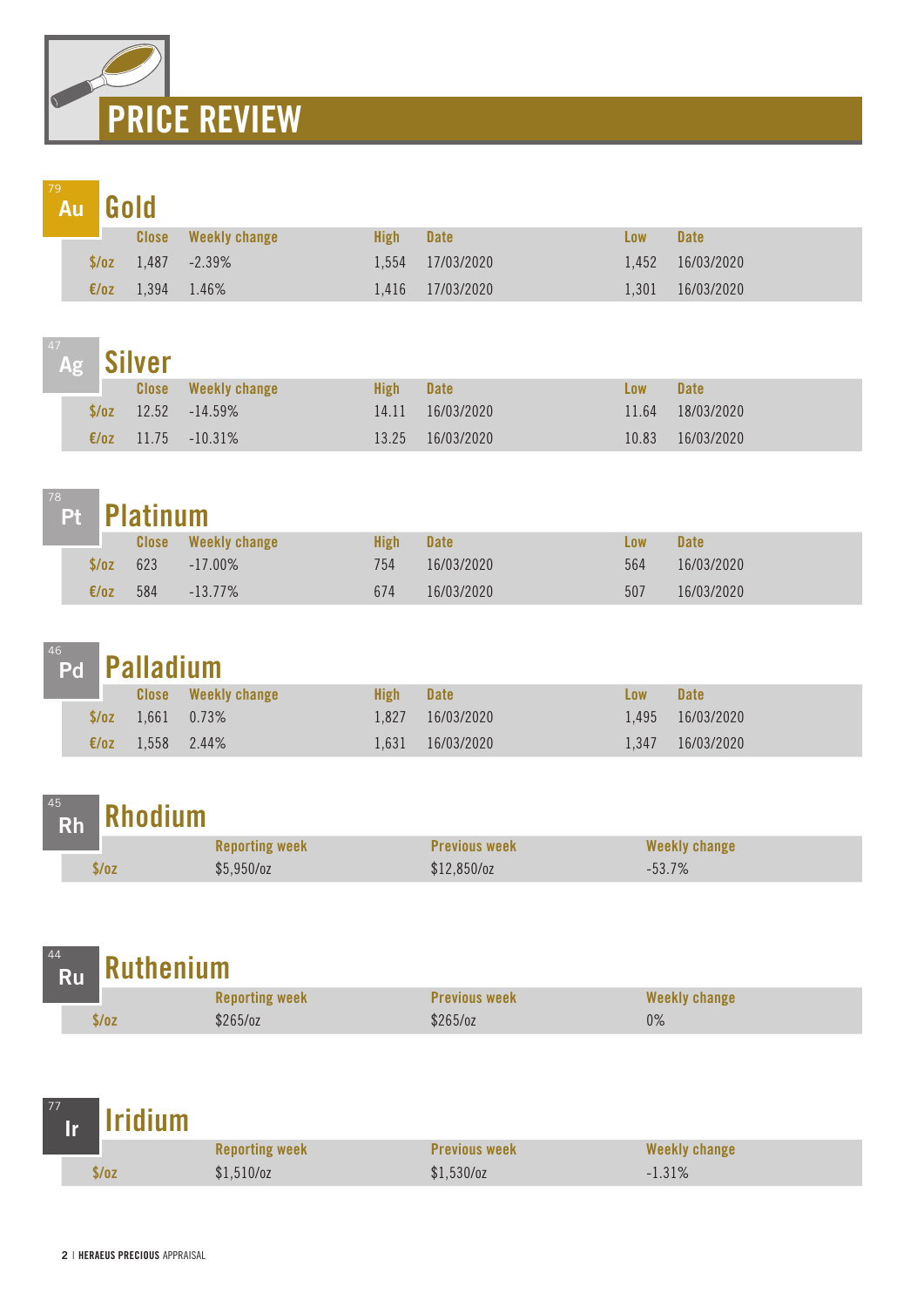# PRICE REVIEW

## 79 Au Gold

| | Close | Weekly change | High | Date | Low | Date |
|---|---|---|---|---|---|---|
| $/oz | 1,487 | -2.39% | 1,554 | 17/03/2020 | 1,452 | 16/03/2020 |
| €/oz | 1,394 | 1.46% | 1,416 | 17/03/2020 | 1,301 | 16/03/2020 |

## 47 Ag Silver

| | Close | Weekly change | High | Date | Low | Date |
|---|---|---|---|---|---|---|
| $/oz | 12.52 | -14.59% | 14.11 | 16/03/2020 | 11.64 | 18/03/2020 |
| €/oz | 11.75 | -10.31% | 13.25 | 16/03/2020 | 10.83 | 16/03/2020 |

## 78 Pt Platinum

| | Close | Weekly change | High | Date | Low | Date |
|---|---|---|---|---|---|---|
| $/oz | 623 | -17.00% | 754 | 16/03/2020 | 564 | 16/03/2020 |
| €/oz | 584 | -13.77% | 674 | 16/03/2020 | 507 | 16/03/2020 |

## 46 Pd Palladium

| | Close | Weekly change | High | Date | Low | Date |
|---|---|---|---|---|---|---|
| $/oz | 1,661 | 0.73% | 1,827 | 16/03/2020 | 1,495 | 16/03/2020 |
| €/oz | 1,558 | 2.44% | 1,631 | 16/03/2020 | 1,347 | 16/03/2020 |

## 45 Rh Rhodium

| | Reporting week | Previous week | Weekly change |
|---|---|---|---|
| $/oz | $5,950/oz | $12,850/oz | -53.7% |

## 44 Ru Ruthenium

| | Reporting week | Previous week | Weekly change |
|---|---|---|---|
| $/oz | $265/oz | $265/oz | 0% |

## 77 Ir Iridium

| | Reporting week | Previous week | Weekly change |
|---|---|---|---|
| $/oz | $1,510/oz | $1,530/oz | -1.31% |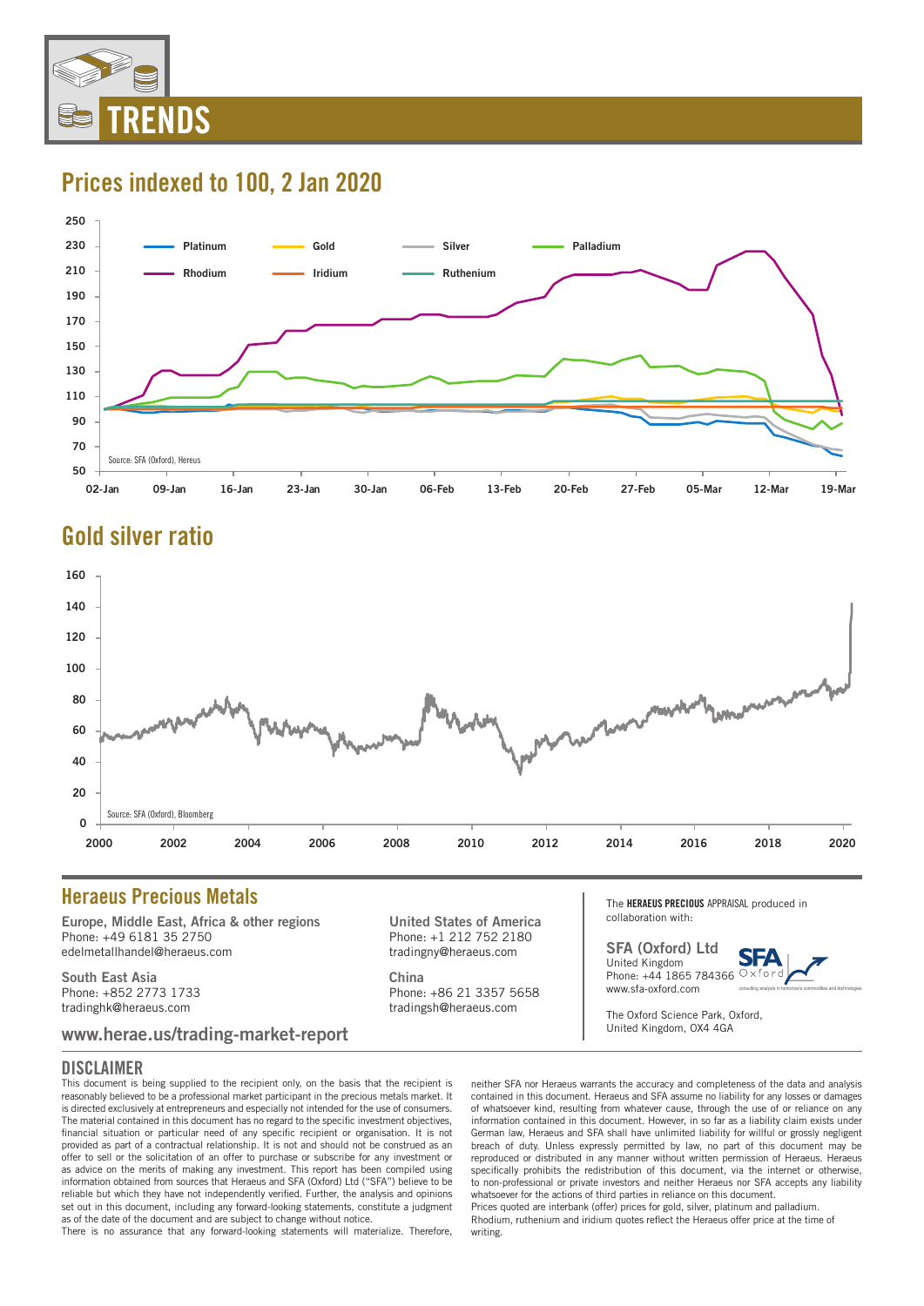# TRENDS

## Prices indexed to 100, 2 Jan 2020

250
230
210
190
170
150
130
110
90
70
50

Platinum
Gold
Silver
Palladium
Rhodium
Iridium
Ruthenium

Source: SFA (Oxford), Hereus

02-Jan 09-Jan 16-Jan 23-Jan 30-Jan 06-Feb 13-Feb 20-Feb 27-Feb 05-Mar 12-Mar 19-Mar

## Gold silver ratio

160
140
120
100
80
60
40
20
0

Source: SFA (Oxford), Bloomberg

2000 2002 2004 2006 2008 2010 2012 2014 2016 2018 2020

## Heraeus Precious Metals

**Europe, Middle East, Africa & other regions**
Phone: +49 6181 35 2750
edelmetallhandel@heraeus.com

**South East Asia**
Phone: +852 2773 1733
tradinghk@heraeus.com

**United States of America**
Phone: +1 212 752 2180
tradingny@heraeus.com

**China**
Phone: +86 21 3357 5658
tradingsh@heraeus.com

**www.herae.us/trading-market-report**

The **HERAEUS PRECIOUS** APPRAISAL produced in collaboration with:

**SFA (Oxford) Ltd**
United Kingdom
Phone: +44 1865 784366
www.sfa-oxford.com

The Oxford Science Park, Oxford,
United Kingdom, OX4 4GA

## DISCLAIMER

This document is being supplied to the recipient only, on the basis that the recipient is reasonably believed to be a professional market participant in the precious metals market. It is directed exclusively at entrepreneurs and especially not intended for the use of consumers. The material contained in this document has no regard to the specific investment objectives, financial situation or particular need of any specific recipient or organisation. It is not provided as part of a contractual relationship. It is not and should not be construed as an offer to sell or the solicitation of an offer to purchase or subscribe for any investment or as advice on the merits of making any investment. This report has been compiled using information obtained from sources that Heraeus and SFA (Oxford) Ltd ("SFA") believe to be reliable but which they have not independently verified. Further, the analysis and opinions set out in this document, including any forward-looking statements, constitute a judgment as of the date of the document and are subject to change without notice.
There is no assurance that any forward-looking statements will materialize. Therefore, neither SFA nor Heraeus warrants the accuracy and completeness of the data and analysis contained in this document. Heraeus and SFA assume no liability for any losses or damages of whatsoever kind, resulting from whatever cause, through the use of or reliance on any information contained in this document. However, in so far as a liability claim exists under German law, Heraeus and SFA shall have unlimited liability for willful or grossly negligent breach of duty. Unless expressly permitted by law, no part of this document may be reproduced or distributed in any manner without written permission of Heraeus. Heraeus specifically prohibits the redistribution of this document, via the internet or otherwise, to non-professional or private investors and neither Heraeus nor SFA accepts any liability whatsoever for the actions of third parties in reliance on this document.
Prices quoted are interbank (offer) prices for gold, silver, platinum and palladium.
Rhodium, ruthenium and iridium quotes reflect the Heraeus offer price at the time of writing.